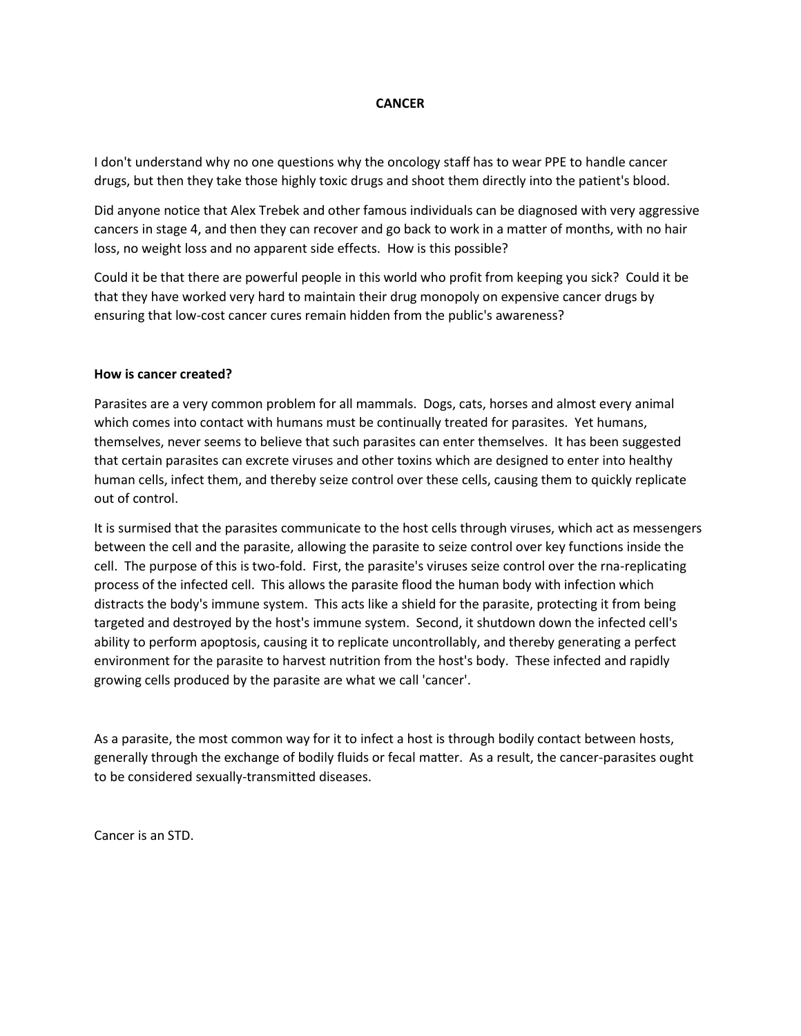# CANCER

I don't understand why no one questions why the oncology staff has to wear PPE to handle cancer drugs, but then they take those highly toxic drugs and shoot them directly into the patient's blood.

Did anyone notice that Alex Trebek and other famous individuals can be diagnosed with very aggressive cancers in stage 4, and then they can recover and go back to work in a matter of months, with no hair loss, no weight loss and no apparent side effects. How is this possible?

Could it be that there are powerful people in this world who profit from keeping you sick? Could it be that they have worked very hard to maintain their drug monopoly on expensive cancer drugs by ensuring that low-cost cancer cures remain hidden from the public's awareness?

## How is cancer created?

Parasites are a very common problem for all mammals. Dogs, cats, horses and almost every animal which comes into contact with humans must be continually treated for parasites. Yet humans, themselves, never seems to believe that such parasites can enter themselves. It has been suggested that certain parasites can excrete viruses and other toxins which are designed to enter into healthy human cells, infect them, and thereby seize control over these cells, causing them to quickly replicate out of control.

It is surmised that the parasites communicate to the host cells through viruses, which act as messengers between the cell and the parasite, allowing the parasite to seize control over key functions inside the cell. The purpose of this is two-fold. First, the parasite's viruses seize control over the rna-replicating process of the infected cell. This allows the parasite flood the human body with infection which distracts the body's immune system. This acts like a shield for the parasite, protecting it from being targeted and destroyed by the host's immune system. Second, it shutdown down the infected cell's ability to perform apoptosis, causing it to replicate uncontrollably, and thereby generating a perfect environment for the parasite to harvest nutrition from the host's body. These infected and rapidly growing cells produced by the parasite are what we call 'cancer'.

As a parasite, the most common way for it to infect a host is through bodily contact between hosts, generally through the exchange of bodily fluids or fecal matter. As a result, the cancer-parasites ought to be considered sexually-transmitted diseases.

Cancer is an STD.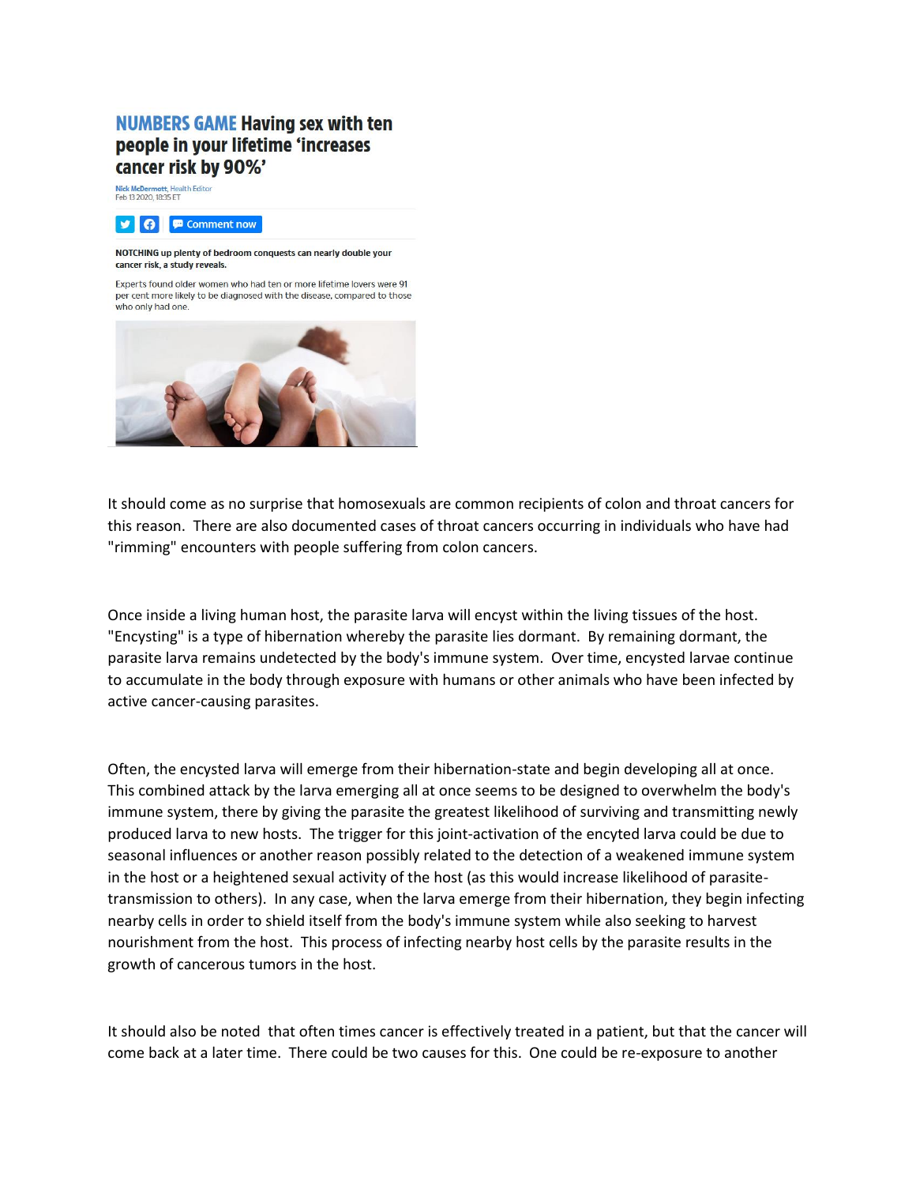**NUMBERS GAME** **Having sex with ten people in your lifetime 'increases cancer risk by 90%'**

Nick McDermott, Health Editor
Feb 13 2020, 18:35 ET

Comment now

**NOTCHING up plenty of bedroom conquests can nearly double your cancer risk, a study reveals.**

Experts found older women who had ten or more lifetime lovers were 91 per cent more likely to be diagnosed with the disease, compared to those who only had one.

It should come as no surprise that homosexuals are common recipients of colon and throat cancers for this reason. There are also documented cases of throat cancers occurring in individuals who have had "rimming" encounters with people suffering from colon cancers.

Once inside a living human host, the parasite larva will encyst within the living tissues of the host. "Encysting" is a type of hibernation whereby the parasite lies dormant. By remaining dormant, the parasite larva remains undetected by the body's immune system. Over time, encysted larvae continue to accumulate in the body through exposure with humans or other animals who have been infected by active cancer-causing parasites.

Often, the encysted larva will emerge from their hibernation-state and begin developing all at once. This combined attack by the larva emerging all at once seems to be designed to overwhelm the body's immune system, there by giving the parasite the greatest likelihood of surviving and transmitting newly produced larva to new hosts. The trigger for this joint-activation of the encyted larva could be due to seasonal influences or another reason possibly related to the detection of a weakened immune system in the host or a heightened sexual activity of the host (as this would increase likelihood of parasite-transmission to others). In any case, when the larva emerge from their hibernation, they begin infecting nearby cells in order to shield itself from the body's immune system while also seeking to harvest nourishment from the host. This process of infecting nearby host cells by the parasite results in the growth of cancerous tumors in the host.

It should also be noted that often times cancer is effectively treated in a patient, but that the cancer will come back at a later time. There could be two causes for this. One could be re-exposure to another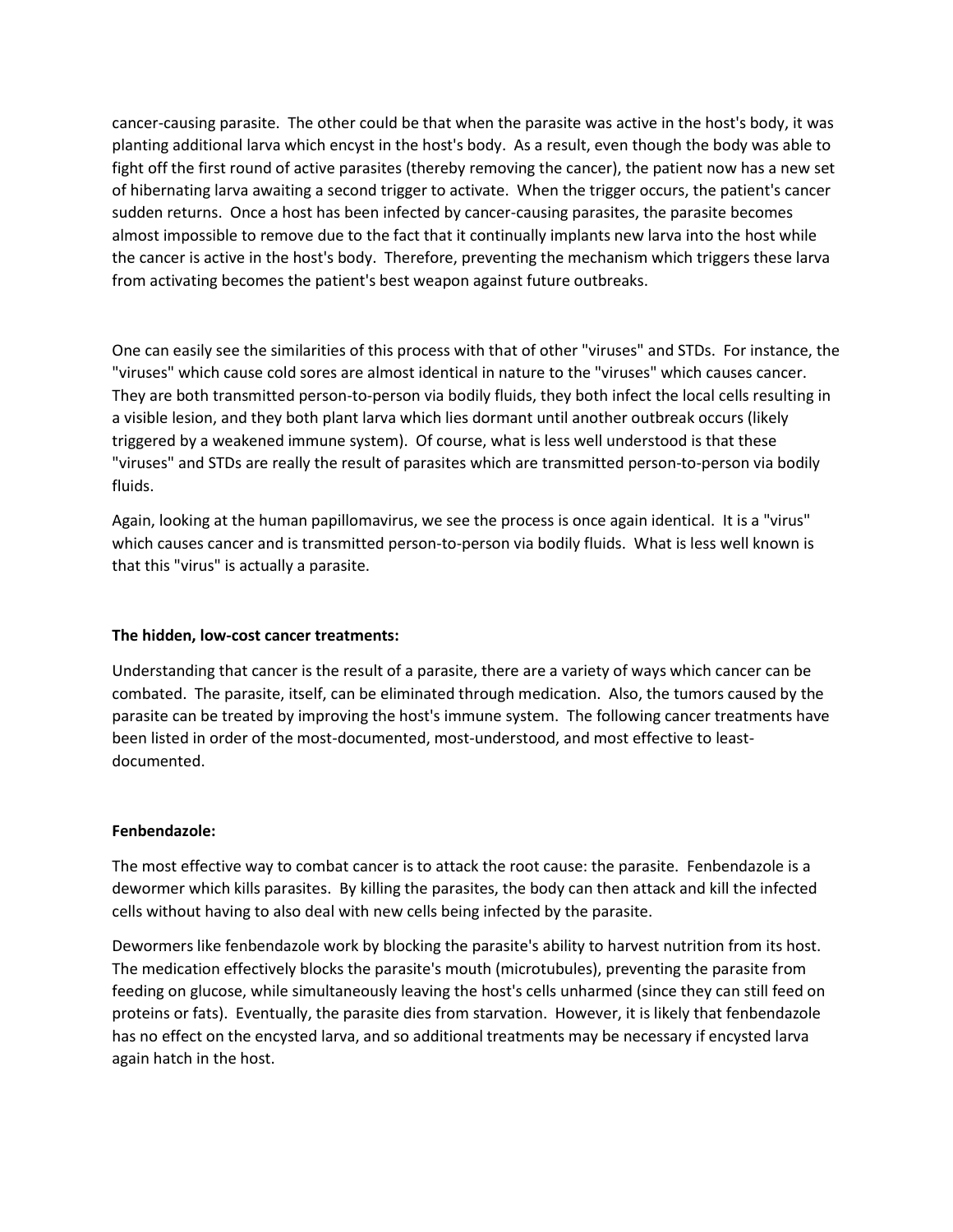cancer-causing parasite. The other could be that when the parasite was active in the host's body, it was planting additional larva which encyst in the host's body. As a result, even though the body was able to fight off the first round of active parasites (thereby removing the cancer), the patient now has a new set of hibernating larva awaiting a second trigger to activate. When the trigger occurs, the patient's cancer sudden returns. Once a host has been infected by cancer-causing parasites, the parasite becomes almost impossible to remove due to the fact that it continually implants new larva into the host while the cancer is active in the host's body. Therefore, preventing the mechanism which triggers these larva from activating becomes the patient's best weapon against future outbreaks.

One can easily see the similarities of this process with that of other "viruses" and STDs. For instance, the "viruses" which cause cold sores are almost identical in nature to the "viruses" which causes cancer. They are both transmitted person-to-person via bodily fluids, they both infect the local cells resulting in a visible lesion, and they both plant larva which lies dormant until another outbreak occurs (likely triggered by a weakened immune system). Of course, what is less well understood is that these "viruses" and STDs are really the result of parasites which are transmitted person-to-person via bodily fluids.

Again, looking at the human papillomavirus, we see the process is once again identical. It is a "virus" which causes cancer and is transmitted person-to-person via bodily fluids. What is less well known is that this "virus" is actually a parasite.

**The hidden, low-cost cancer treatments:**

Understanding that cancer is the result of a parasite, there are a variety of ways which cancer can be combated. The parasite, itself, can be eliminated through medication. Also, the tumors caused by the parasite can be treated by improving the host's immune system. The following cancer treatments have been listed in order of the most-documented, most-understood, and most effective to least-documented.

**Fenbendazole:**

The most effective way to combat cancer is to attack the root cause: the parasite. Fenbendazole is a dewormer which kills parasites. By killing the parasites, the body can then attack and kill the infected cells without having to also deal with new cells being infected by the parasite.

Dewormers like fenbendazole work by blocking the parasite's ability to harvest nutrition from its host. The medication effectively blocks the parasite's mouth (microtubules), preventing the parasite from feeding on glucose, while simultaneously leaving the host's cells unharmed (since they can still feed on proteins or fats). Eventually, the parasite dies from starvation. However, it is likely that fenbendazole has no effect on the encysted larva, and so additional treatments may be necessary if encysted larva again hatch in the host.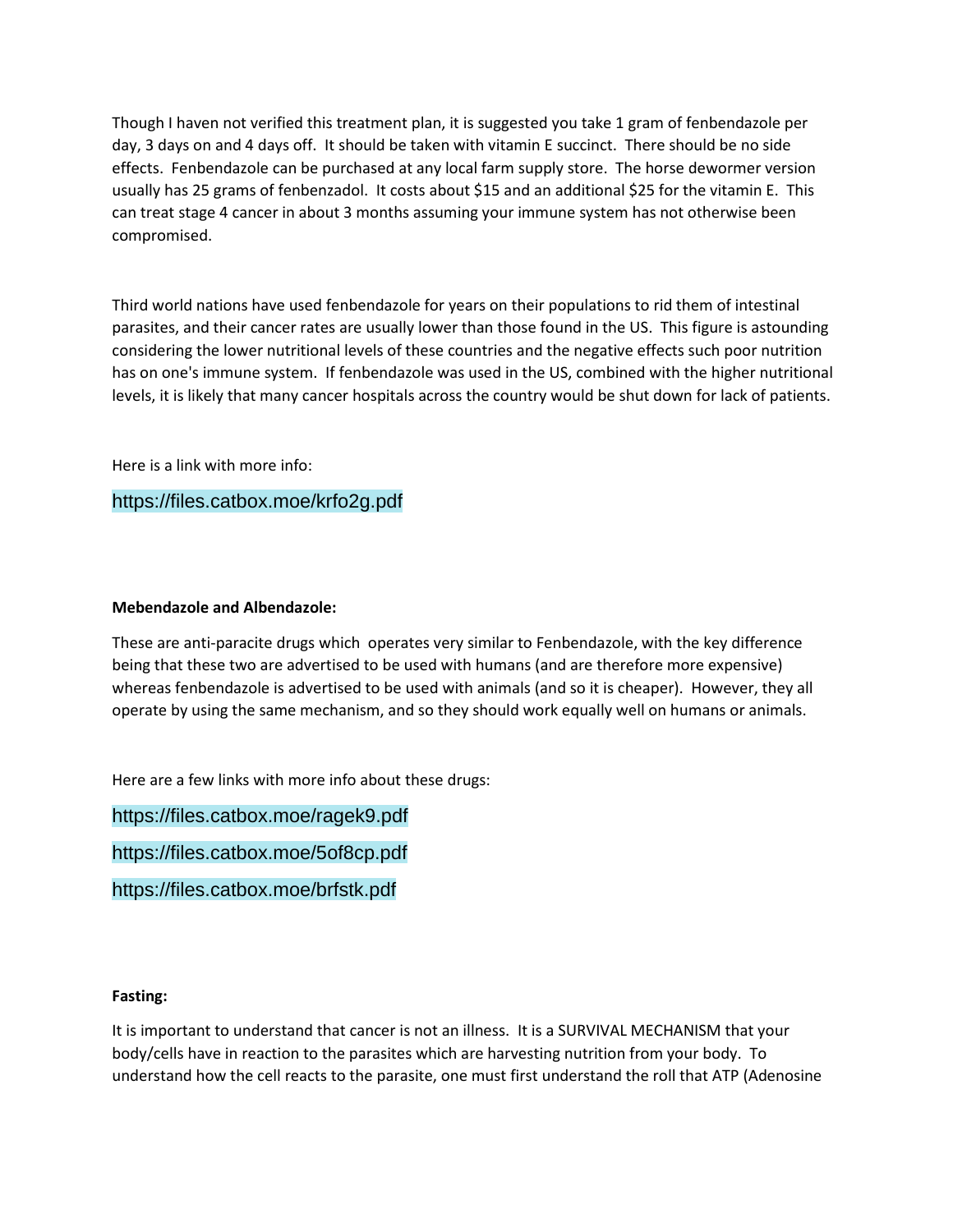Though I haven not verified this treatment plan, it is suggested you take 1 gram of fenbendazole per day, 3 days on and 4 days off. It should be taken with vitamin E succinct. There should be no side effects. Fenbendazole can be purchased at any local farm supply store. The horse dewormer version usually has 25 grams of fenbenzadol. It costs about $15 and an additional $25 for the vitamin E. This can treat stage 4 cancer in about 3 months assuming your immune system has not otherwise been compromised.

Third world nations have used fenbendazole for years on their populations to rid them of intestinal parasites, and their cancer rates are usually lower than those found in the US. This figure is astounding considering the lower nutritional levels of these countries and the negative effects such poor nutrition has on one's immune system. If fenbendazole was used in the US, combined with the higher nutritional levels, it is likely that many cancer hospitals across the country would be shut down for lack of patients.

Here is a link with more info:

https://files.catbox.moe/krfo2g.pdf

**Mebendazole and Albendazole:**

These are anti-paracite drugs which operates very similar to Fenbendazole, with the key difference being that these two are advertised to be used with humans (and are therefore more expensive) whereas fenbendazole is advertised to be used with animals (and so it is cheaper). However, they all operate by using the same mechanism, and so they should work equally well on humans or animals.

Here are a few links with more info about these drugs:

https://files.catbox.moe/ragek9.pdf

https://files.catbox.moe/5of8cp.pdf

https://files.catbox.moe/brfstk.pdf

**Fasting:**

It is important to understand that cancer is not an illness. It is a SURVIVAL MECHANISM that your body/cells have in reaction to the parasites which are harvesting nutrition from your body. To understand how the cell reacts to the parasite, one must first understand the roll that ATP (Adenosine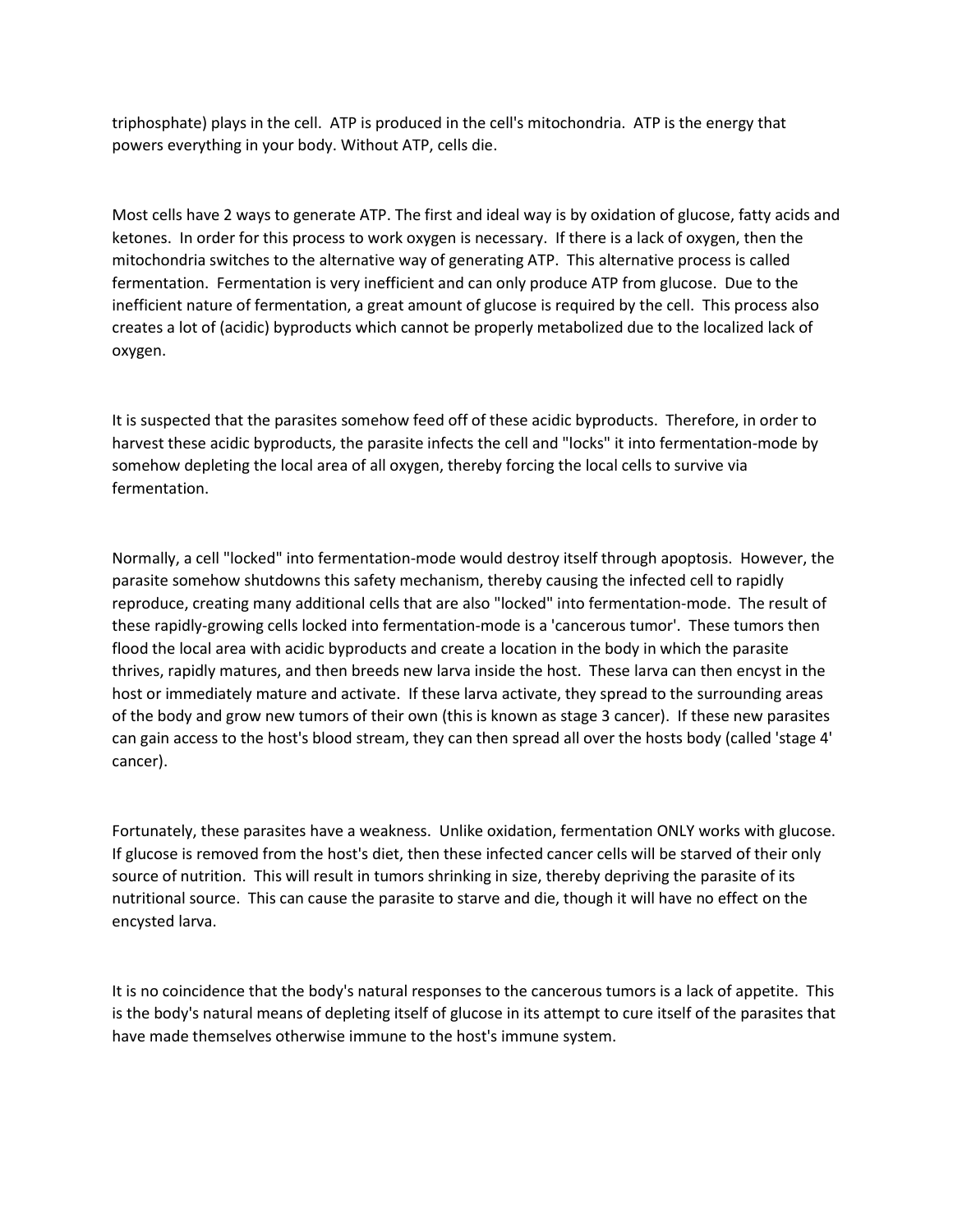triphosphate) plays in the cell. ATP is produced in the cell's mitochondria. ATP is the energy that powers everything in your body. Without ATP, cells die.

Most cells have 2 ways to generate ATP. The first and ideal way is by oxidation of glucose, fatty acids and ketones. In order for this process to work oxygen is necessary. If there is a lack of oxygen, then the mitochondria switches to the alternative way of generating ATP. This alternative process is called fermentation. Fermentation is very inefficient and can only produce ATP from glucose. Due to the inefficient nature of fermentation, a great amount of glucose is required by the cell. This process also creates a lot of (acidic) byproducts which cannot be properly metabolized due to the localized lack of oxygen.

It is suspected that the parasites somehow feed off of these acidic byproducts. Therefore, in order to harvest these acidic byproducts, the parasite infects the cell and "locks" it into fermentation-mode by somehow depleting the local area of all oxygen, thereby forcing the local cells to survive via fermentation.

Normally, a cell "locked" into fermentation-mode would destroy itself through apoptosis. However, the parasite somehow shutdowns this safety mechanism, thereby causing the infected cell to rapidly reproduce, creating many additional cells that are also "locked" into fermentation-mode. The result of these rapidly-growing cells locked into fermentation-mode is a 'cancerous tumor'. These tumors then flood the local area with acidic byproducts and create a location in the body in which the parasite thrives, rapidly matures, and then breeds new larva inside the host. These larva can then encyst in the host or immediately mature and activate. If these larva activate, they spread to the surrounding areas of the body and grow new tumors of their own (this is known as stage 3 cancer). If these new parasites can gain access to the host's blood stream, they can then spread all over the hosts body (called 'stage 4' cancer).

Fortunately, these parasites have a weakness. Unlike oxidation, fermentation ONLY works with glucose. If glucose is removed from the host's diet, then these infected cancer cells will be starved of their only source of nutrition. This will result in tumors shrinking in size, thereby depriving the parasite of its nutritional source. This can cause the parasite to starve and die, though it will have no effect on the encysted larva.

It is no coincidence that the body's natural responses to the cancerous tumors is a lack of appetite. This is the body's natural means of depleting itself of glucose in its attempt to cure itself of the parasites that have made themselves otherwise immune to the host's immune system.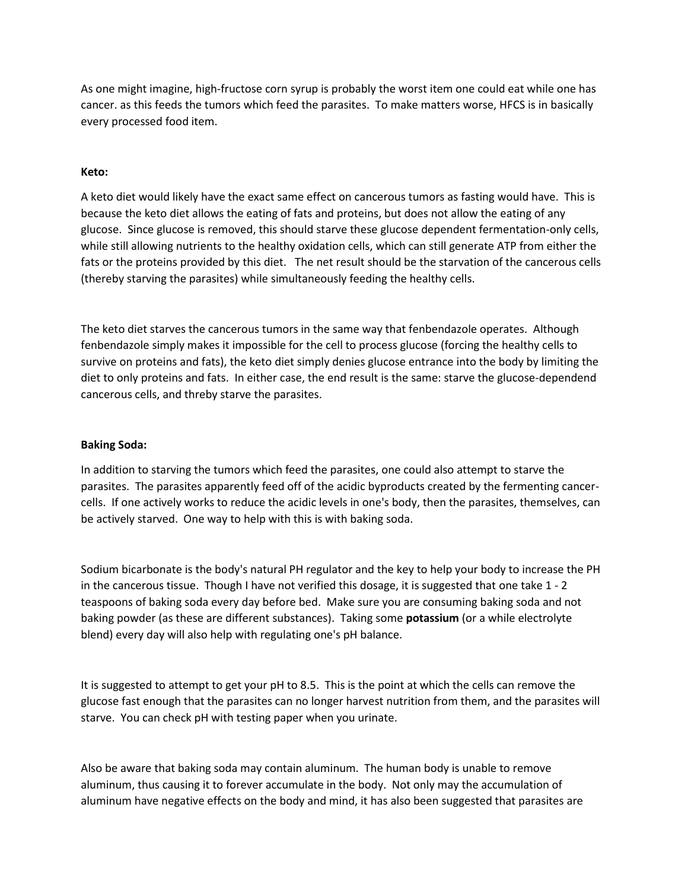As one might imagine, high-fructose corn syrup is probably the worst item one could eat while one has cancer. as this feeds the tumors which feed the parasites. To make matters worse, HFCS is in basically every processed food item.

**Keto:**

A keto diet would likely have the exact same effect on cancerous tumors as fasting would have. This is because the keto diet allows the eating of fats and proteins, but does not allow the eating of any glucose. Since glucose is removed, this should starve these glucose dependent fermentation-only cells, while still allowing nutrients to the healthy oxidation cells, which can still generate ATP from either the fats or the proteins provided by this diet. The net result should be the starvation of the cancerous cells (thereby starving the parasites) while simultaneously feeding the healthy cells.

The keto diet starves the cancerous tumors in the same way that fenbendazole operates. Although fenbendazole simply makes it impossible for the cell to process glucose (forcing the healthy cells to survive on proteins and fats), the keto diet simply denies glucose entrance into the body by limiting the diet to only proteins and fats. In either case, the end result is the same: starve the glucose-dependend cancerous cells, and threby starve the parasites.

**Baking Soda:**

In addition to starving the tumors which feed the parasites, one could also attempt to starve the parasites. The parasites apparently feed off of the acidic byproducts created by the fermenting cancer-cells. If one actively works to reduce the acidic levels in one's body, then the parasites, themselves, can be actively starved. One way to help with this is with baking soda.

Sodium bicarbonate is the body's natural PH regulator and the key to help your body to increase the PH in the cancerous tissue. Though I have not verified this dosage, it is suggested that one take 1 - 2 teaspoons of baking soda every day before bed. Make sure you are consuming baking soda and not baking powder (as these are different substances). Taking some **potassium** (or a while electrolyte blend) every day will also help with regulating one's pH balance.

It is suggested to attempt to get your pH to 8.5. This is the point at which the cells can remove the glucose fast enough that the parasites can no longer harvest nutrition from them, and the parasites will starve. You can check pH with testing paper when you urinate.

Also be aware that baking soda may contain aluminum. The human body is unable to remove aluminum, thus causing it to forever accumulate in the body. Not only may the accumulation of aluminum have negative effects on the body and mind, it has also been suggested that parasites are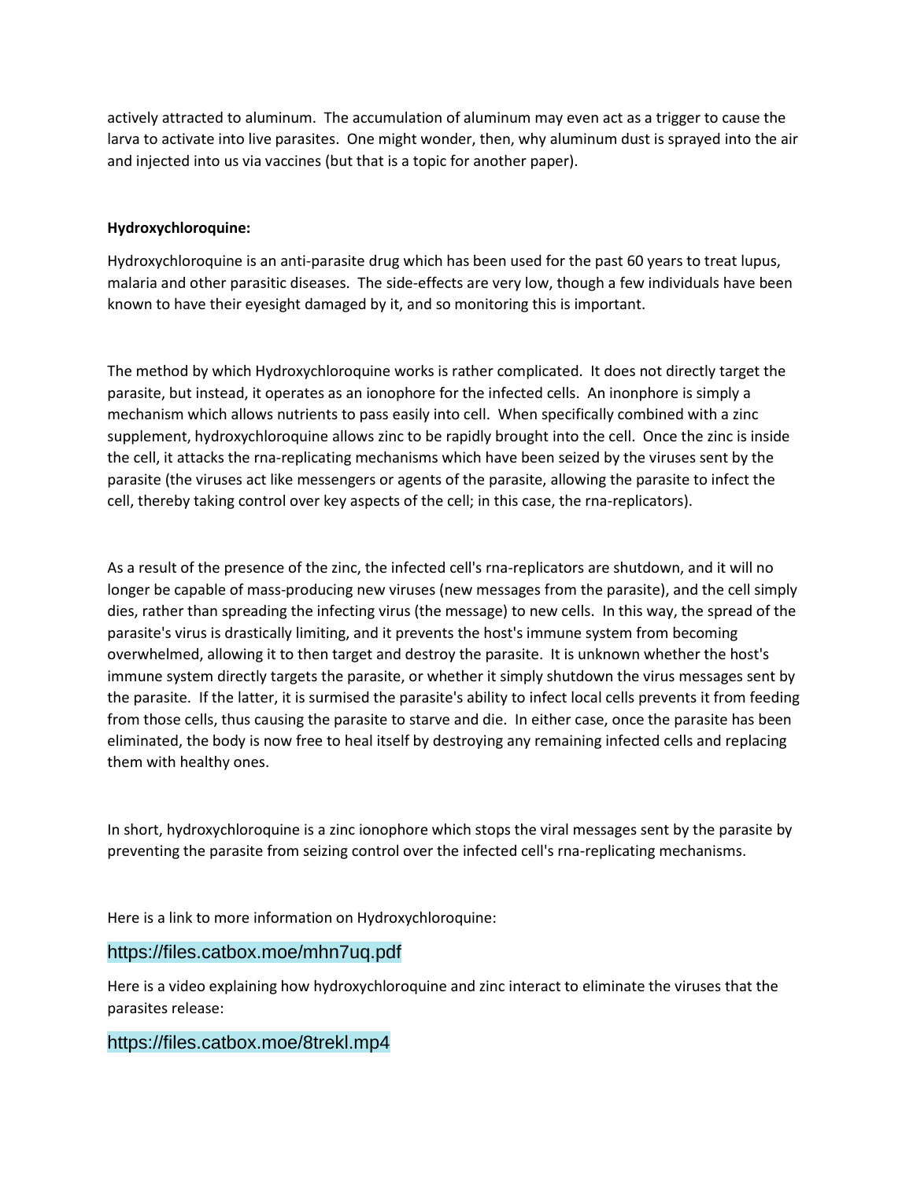actively attracted to aluminum. The accumulation of aluminum may even act as a trigger to cause the larva to activate into live parasites. One might wonder, then, why aluminum dust is sprayed into the air and injected into us via vaccines (but that is a topic for another paper).

**Hydroxychloroquine:**

Hydroxychloroquine is an anti-parasite drug which has been used for the past 60 years to treat lupus, malaria and other parasitic diseases. The side-effects are very low, though a few individuals have been known to have their eyesight damaged by it, and so monitoring this is important.

The method by which Hydroxychloroquine works is rather complicated. It does not directly target the parasite, but instead, it operates as an ionophore for the infected cells. An inonphore is simply a mechanism which allows nutrients to pass easily into cell. When specifically combined with a zinc supplement, hydroxychloroquine allows zinc to be rapidly brought into the cell. Once the zinc is inside the cell, it attacks the rna-replicating mechanisms which have been seized by the viruses sent by the parasite (the viruses act like messengers or agents of the parasite, allowing the parasite to infect the cell, thereby taking control over key aspects of the cell; in this case, the rna-replicators).

As a result of the presence of the zinc, the infected cell's rna-replicators are shutdown, and it will no longer be capable of mass-producing new viruses (new messages from the parasite), and the cell simply dies, rather than spreading the infecting virus (the message) to new cells. In this way, the spread of the parasite's virus is drastically limiting, and it prevents the host's immune system from becoming overwhelmed, allowing it to then target and destroy the parasite. It is unknown whether the host's immune system directly targets the parasite, or whether it simply shutdown the virus messages sent by the parasite. If the latter, it is surmised the parasite's ability to infect local cells prevents it from feeding from those cells, thus causing the parasite to starve and die. In either case, once the parasite has been eliminated, the body is now free to heal itself by destroying any remaining infected cells and replacing them with healthy ones.

In short, hydroxychloroquine is a zinc ionophore which stops the viral messages sent by the parasite by preventing the parasite from seizing control over the infected cell's rna-replicating mechanisms.

Here is a link to more information on Hydroxychloroquine:

https://files.catbox.moe/mhn7uq.pdf

Here is a video explaining how hydroxychloroquine and zinc interact to eliminate the viruses that the parasites release:

https://files.catbox.moe/8trekl.mp4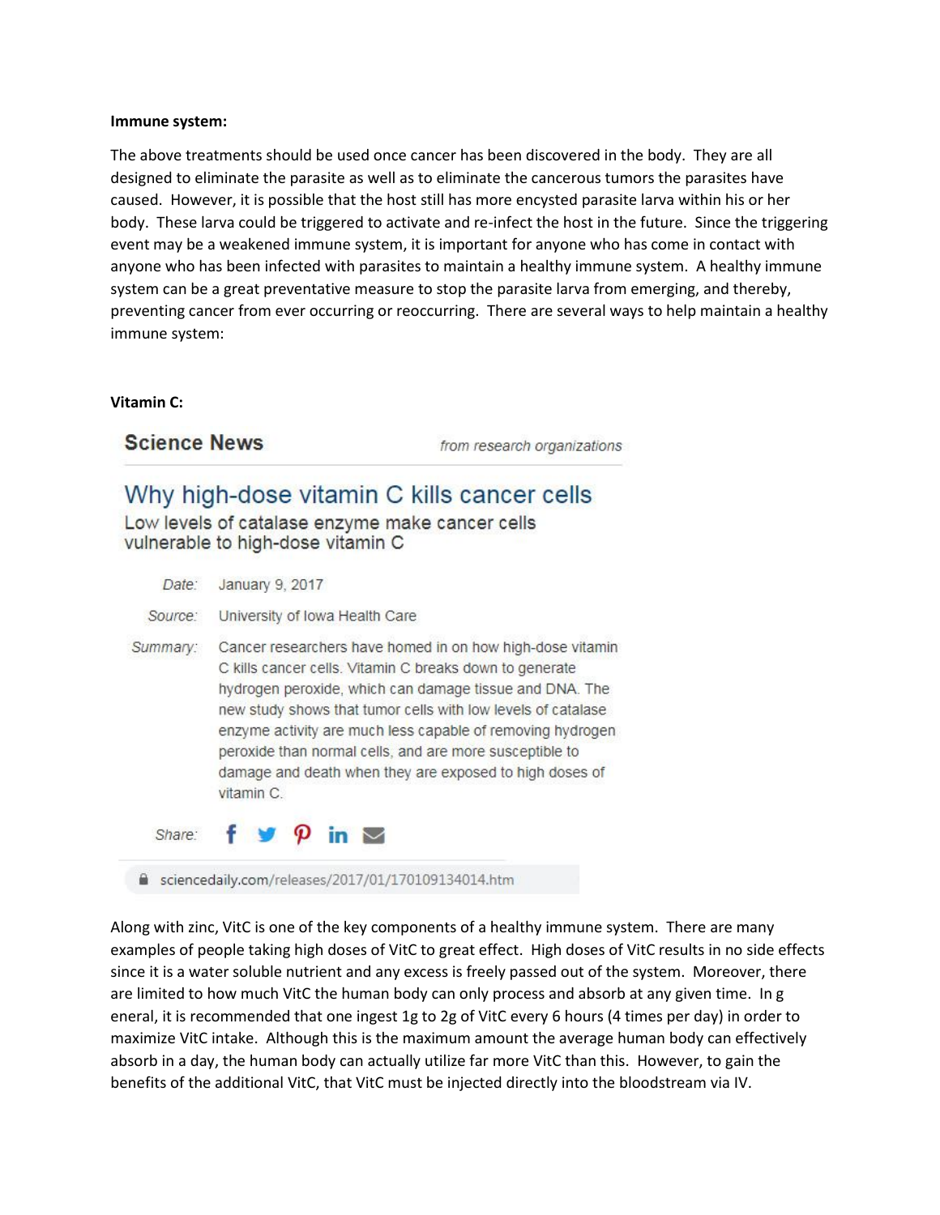**Immune system:**

The above treatments should be used once cancer has been discovered in the body. They are all designed to eliminate the parasite as well as to eliminate the cancerous tumors the parasites have caused. However, it is possible that the host still has more encysted parasite larva within his or her body. These larva could be triggered to activate and re-infect the host in the future. Since the triggering event may be a weakened immune system, it is important for anyone who has come in contact with anyone who has been infected with parasites to maintain a healthy immune system. A healthy immune system can be a great preventative measure to stop the parasite larva from emerging, and thereby, preventing cancer from ever occurring or reoccurring. There are several ways to help maintain a healthy immune system:

**Vitamin C:**

**Science News** *from research organizations*

## Why high-dose vitamin C kills cancer cells

Low levels of catalase enzyme make cancer cells vulnerable to high-dose vitamin C

*Date:* January 9, 2017

*Source:* University of Iowa Health Care

*Summary:* Cancer researchers have homed in on how high-dose vitamin C kills cancer cells. Vitamin C breaks down to generate hydrogen peroxide, which can damage tissue and DNA. The new study shows that tumor cells with low levels of catalase enzyme activity are much less capable of removing hydrogen peroxide than normal cells, and are more susceptible to damage and death when they are exposed to high doses of vitamin C.

*Share:*

sciencedaily.com/releases/2017/01/170109134014.htm

Along with zinc, VitC is one of the key components of a healthy immune system. There are many examples of people taking high doses of VitC to great effect. High doses of VitC results in no side effects since it is a water soluble nutrient and any excess is freely passed out of the system. Moreover, there are limited to how much VitC the human body can only process and absorb at any given time. In g eneral, it is recommended that one ingest 1g to 2g of VitC every 6 hours (4 times per day) in order to maximize VitC intake. Although this is the maximum amount the average human body can effectively absorb in a day, the human body can actually utilize far more VitC than this. However, to gain the benefits of the additional VitC, that VitC must be injected directly into the bloodstream via IV.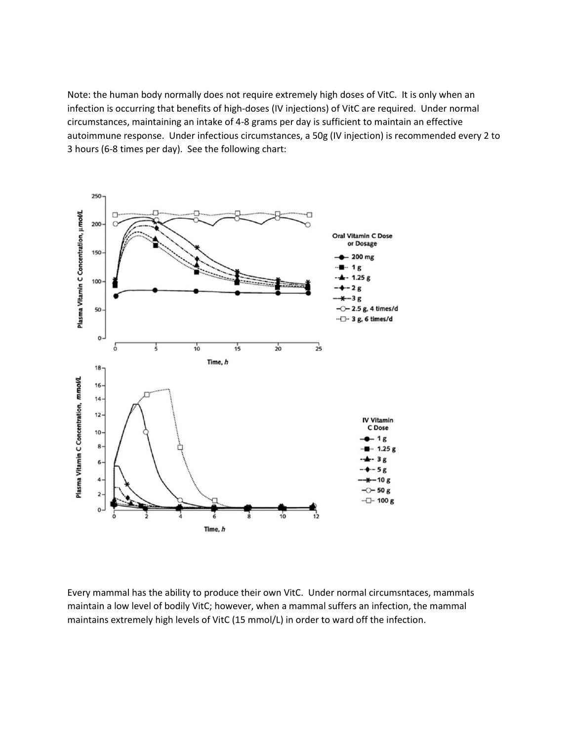Note: the human body normally does not require extremely high doses of VitC. It is only when an infection is occurring that benefits of high-doses (IV injections) of VitC are required. Under normal circumstances, maintaining an intake of 4-8 grams per day is sufficient to maintain an effective autoimmune response. Under infectious circumstances, a 50g (IV injection) is recommended every 2 to 3 hours (6-8 times per day). See the following chart:

Every mammal has the ability to produce their own VitC. Under normal circumsntaces, mammals maintain a low level of bodily VitC; however, when a mammal suffers an infection, the mammal maintains extremely high levels of VitC (15 mmol/L) in order to ward off the infection.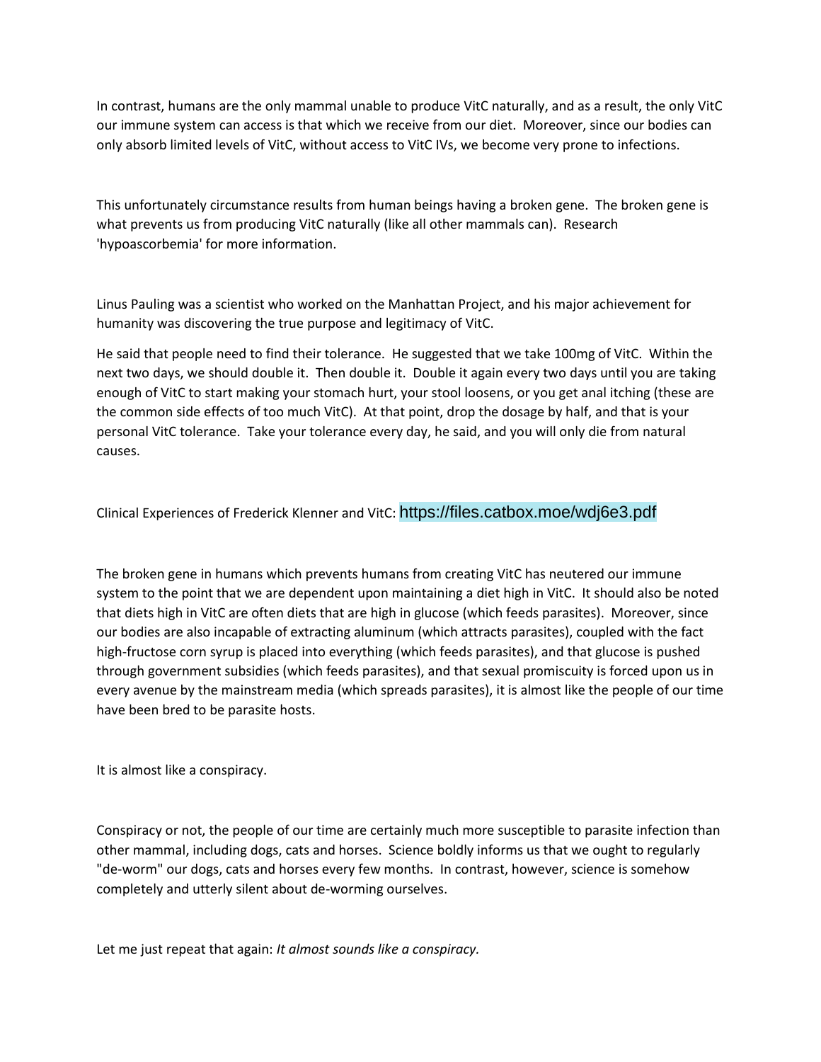In contrast, humans are the only mammal unable to produce VitC naturally, and as a result, the only VitC our immune system can access is that which we receive from our diet. Moreover, since our bodies can only absorb limited levels of VitC, without access to VitC IVs, we become very prone to infections.

This unfortunately circumstance results from human beings having a broken gene. The broken gene is what prevents us from producing VitC naturally (like all other mammals can). Research 'hypoascorbemia' for more information.

Linus Pauling was a scientist who worked on the Manhattan Project, and his major achievement for humanity was discovering the true purpose and legitimacy of VitC.

He said that people need to find their tolerance. He suggested that we take 100mg of VitC. Within the next two days, we should double it. Then double it. Double it again every two days until you are taking enough of VitC to start making your stomach hurt, your stool loosens, or you get anal itching (these are the common side effects of too much VitC). At that point, drop the dosage by half, and that is your personal VitC tolerance. Take your tolerance every day, he said, and you will only die from natural causes.

Clinical Experiences of Frederick Klenner and VitC: https://files.catbox.moe/wdj6e3.pdf

The broken gene in humans which prevents humans from creating VitC has neutered our immune system to the point that we are dependent upon maintaining a diet high in VitC. It should also be noted that diets high in VitC are often diets that are high in glucose (which feeds parasites). Moreover, since our bodies are also incapable of extracting aluminum (which attracts parasites), coupled with the fact high-fructose corn syrup is placed into everything (which feeds parasites), and that glucose is pushed through government subsidies (which feeds parasites), and that sexual promiscuity is forced upon us in every avenue by the mainstream media (which spreads parasites), it is almost like the people of our time have been bred to be parasite hosts.

It is almost like a conspiracy.

Conspiracy or not, the people of our time are certainly much more susceptible to parasite infection than other mammal, including dogs, cats and horses. Science boldly informs us that we ought to regularly "de-worm" our dogs, cats and horses every few months. In contrast, however, science is somehow completely and utterly silent about de-worming ourselves.

Let me just repeat that again: *It almost sounds like a conspiracy.*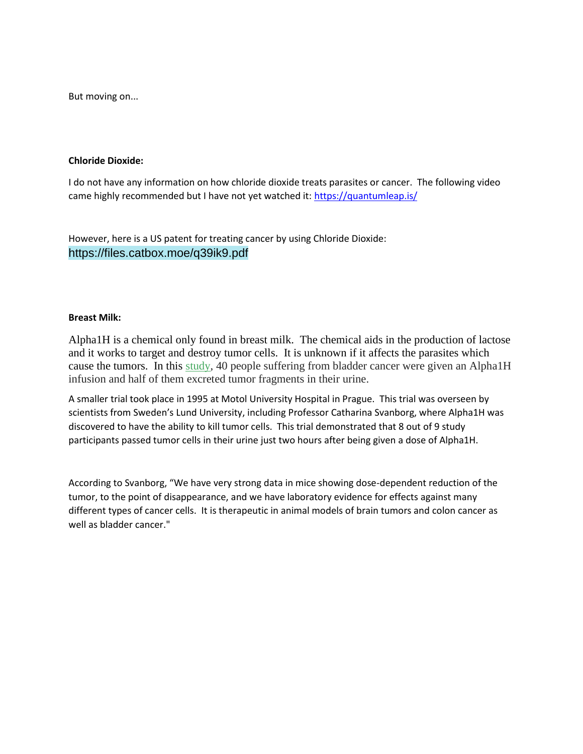But moving on...

**Chloride Dioxide:**

I do not have any information on how chloride dioxide treats parasites or cancer. The following video came highly recommended but I have not yet watched it: https://quantumleap.is/

However, here is a US patent for treating cancer by using Chloride Dioxide:
https://files.catbox.moe/q39ik9.pdf

**Breast Milk:**

Alpha1H is a chemical only found in breast milk. The chemical aids in the production of lactose and it works to target and destroy tumor cells. It is unknown if it affects the parasites which cause the tumors. In this study, 40 people suffering from bladder cancer were given an Alpha1H infusion and half of them excreted tumor fragments in their urine.

A smaller trial took place in 1995 at Motol University Hospital in Prague. This trial was overseen by scientists from Sweden's Lund University, including Professor Catharina Svanborg, where Alpha1H was discovered to have the ability to kill tumor cells. This trial demonstrated that 8 out of 9 study participants passed tumor cells in their urine just two hours after being given a dose of Alpha1H.

According to Svanborg, "We have very strong data in mice showing dose-dependent reduction of the tumor, to the point of disappearance, and we have laboratory evidence for effects against many different types of cancer cells. It is therapeutic in animal models of brain tumors and colon cancer as well as bladder cancer."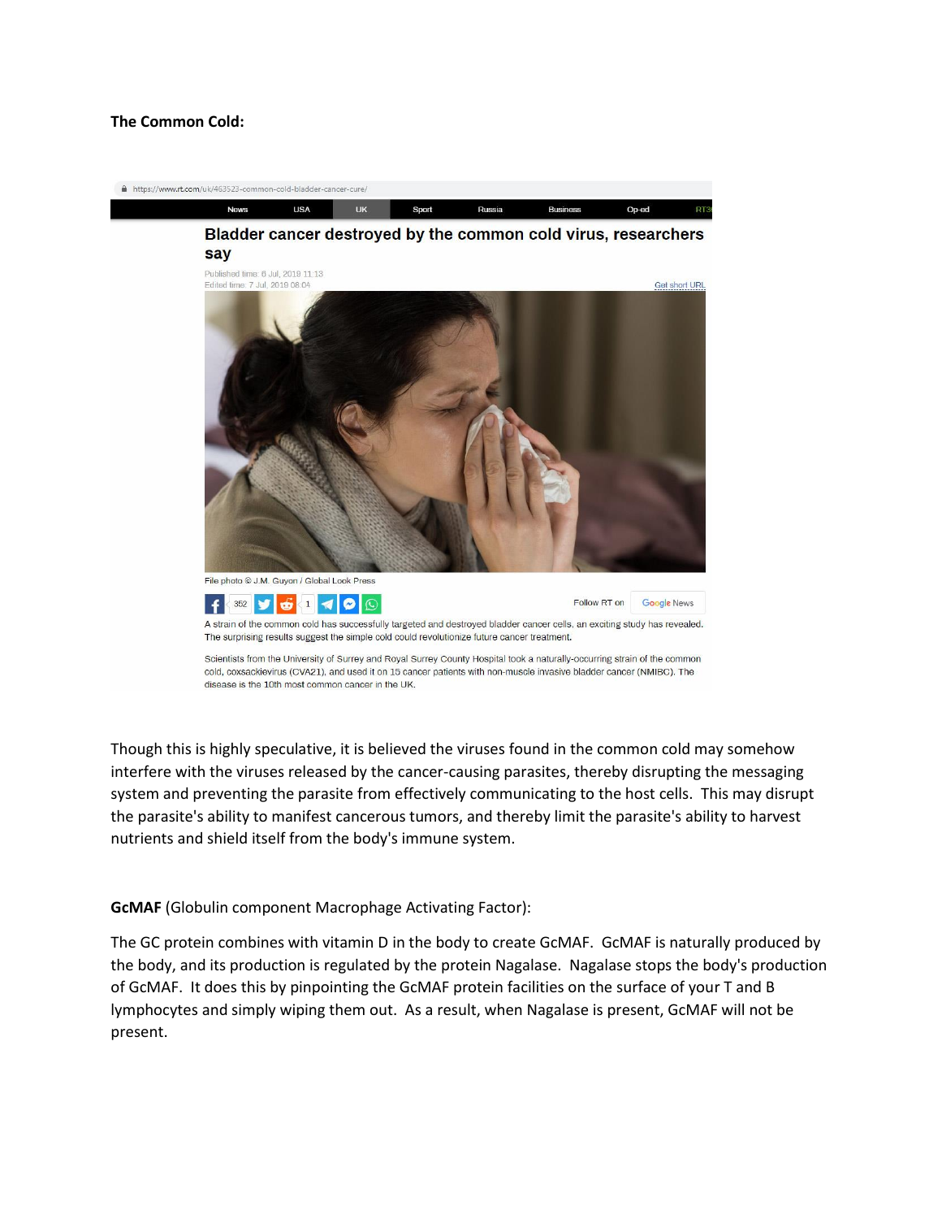**The Common Cold:**

https://www.rt.com/uk/463523-common-cold-bladder-cancer-cure/

News | USA | UK | Sport | Russia | Business | Op-ed

## Bladder cancer destroyed by the common cold virus, researchers say

Published time: 6 Jul, 2019 11:13
Edited time: 7 Jul, 2019 08:04

Get short URL

File photo © J.M. Guyon / Global Look Press

Follow RT on Google News

A strain of the common cold has successfully targeted and destroyed bladder cancer cells, an exciting study has revealed. The surprising results suggest the simple cold could revolutionize future cancer treatment.

Scientists from the University of Surrey and Royal Surrey County Hospital took a naturally-occurring strain of the common cold, coxsackievirus (CVA21), and used it on 15 cancer patients with non-muscle invasive bladder cancer (NMIBC). The disease is the 10th most common cancer in the UK.

Though this is highly speculative, it is believed the viruses found in the common cold may somehow interfere with the viruses released by the cancer-causing parasites, thereby disrupting the messaging system and preventing the parasite from effectively communicating to the host cells. This may disrupt the parasite's ability to manifest cancerous tumors, and thereby limit the parasite's ability to harvest nutrients and shield itself from the body's immune system.

**GcMAF** (Globulin component Macrophage Activating Factor):

The GC protein combines with vitamin D in the body to create GcMAF. GcMAF is naturally produced by the body, and its production is regulated by the protein Nagalase. Nagalase stops the body's production of GcMAF. It does this by pinpointing the GcMAF protein facilities on the surface of your T and B lymphocytes and simply wiping them out. As a result, when Nagalase is present, GcMAF will not be present.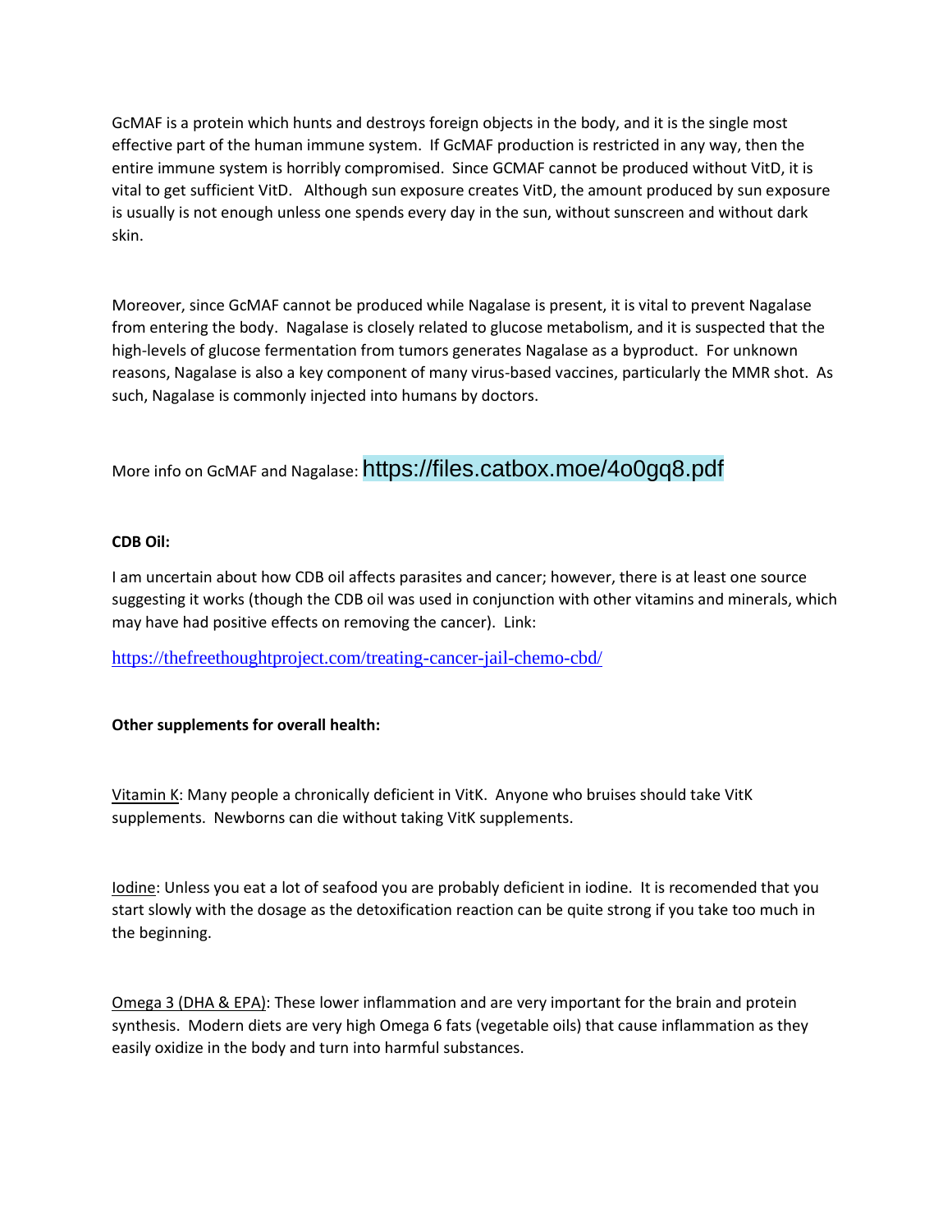GcMAF is a protein which hunts and destroys foreign objects in the body, and it is the single most effective part of the human immune system. If GcMAF production is restricted in any way, then the entire immune system is horribly compromised. Since GCMAF cannot be produced without VitD, it is vital to get sufficient VitD. Although sun exposure creates VitD, the amount produced by sun exposure is usually is not enough unless one spends every day in the sun, without sunscreen and without dark skin.

Moreover, since GcMAF cannot be produced while Nagalase is present, it is vital to prevent Nagalase from entering the body. Nagalase is closely related to glucose metabolism, and it is suspected that the high-levels of glucose fermentation from tumors generates Nagalase as a byproduct. For unknown reasons, Nagalase is also a key component of many virus-based vaccines, particularly the MMR shot. As such, Nagalase is commonly injected into humans by doctors.

More info on GcMAF and Nagalase: https://files.catbox.moe/4o0gq8.pdf

**CDB Oil:**

I am uncertain about how CDB oil affects parasites and cancer; however, there is at least one source suggesting it works (though the CDB oil was used in conjunction with other vitamins and minerals, which may have had positive effects on removing the cancer). Link:

https://thefreethoughtproject.com/treating-cancer-jail-chemo-cbd/

**Other supplements for overall health:**

Vitamin K: Many people a chronically deficient in VitK. Anyone who bruises should take VitK supplements. Newborns can die without taking VitK supplements.

Iodine: Unless you eat a lot of seafood you are probably deficient in iodine. It is recomended that you start slowly with the dosage as the detoxification reaction can be quite strong if you take too much in the beginning.

Omega 3 (DHA & EPA): These lower inflammation and are very important for the brain and protein synthesis. Modern diets are very high Omega 6 fats (vegetable oils) that cause inflammation as they easily oxidize in the body and turn into harmful substances.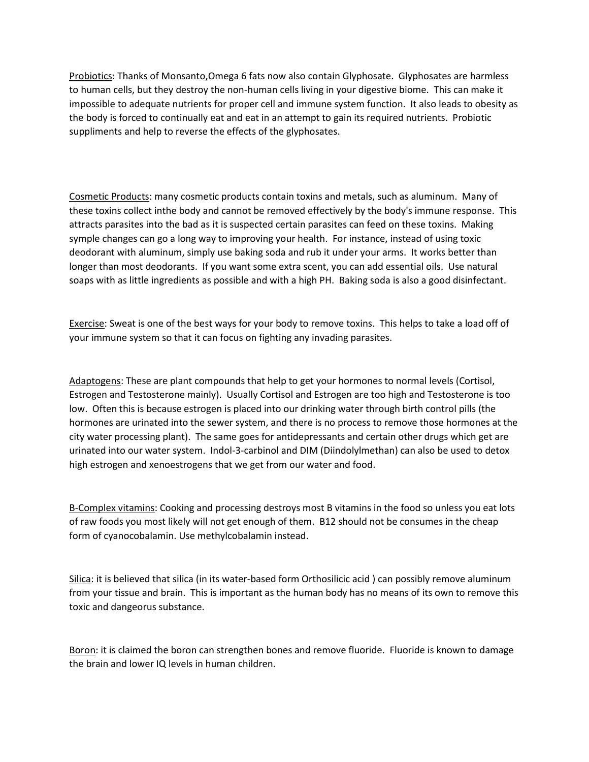<u>Probiotics</u>: Thanks of Monsanto,Omega 6 fats now also contain Glyphosate. Glyphosates are harmless to human cells, but they destroy the non-human cells living in your digestive biome. This can make it impossible to adequate nutrients for proper cell and immune system function. It also leads to obesity as the body is forced to continually eat and eat in an attempt to gain its required nutrients. Probiotic suppliments and help to reverse the effects of the glyphosates.

<u>Cosmetic Products</u>: many cosmetic products contain toxins and metals, such as aluminum. Many of these toxins collect inthe body and cannot be removed effectively by the body's immune response. This attracts parasites into the bad as it is suspected certain parasites can feed on these toxins. Making symple changes can go a long way to improving your health. For instance, instead of using toxic deodorant with aluminum, simply use baking soda and rub it under your arms. It works better than longer than most deodorants. If you want some extra scent, you can add essential oils. Use natural soaps with as little ingredients as possible and with a high PH. Baking soda is also a good disinfectant.

<u>Exercise</u>: Sweat is one of the best ways for your body to remove toxins. This helps to take a load off of your immune system so that it can focus on fighting any invading parasites.

<u>Adaptogens</u>: These are plant compounds that help to get your hormones to normal levels (Cortisol, Estrogen and Testosterone mainly). Usually Cortisol and Estrogen are too high and Testosterone is too low. Often this is because estrogen is placed into our drinking water through birth control pills (the hormones are urinated into the sewer system, and there is no process to remove those hormones at the city water processing plant). The same goes for antidepressants and certain other drugs which get are urinated into our water system. Indol-3-carbinol and DIM (Diindolylmethan) can also be used to detox high estrogen and xenoestrogens that we get from our water and food.

<u>B-Complex vitamins</u>: Cooking and processing destroys most B vitamins in the food so unless you eat lots of raw foods you most likely will not get enough of them. B12 should not be consumes in the cheap form of cyanocobalamin. Use methylcobalamin instead.

<u>Silica</u>: it is believed that silica (in its water-based form Orthosilicic acid ) can possibly remove aluminum from your tissue and brain. This is important as the human body has no means of its own to remove this toxic and dangeorus substance.

<u>Boron</u>: it is claimed the boron can strengthen bones and remove fluoride. Fluoride is known to damage the brain and lower IQ levels in human children.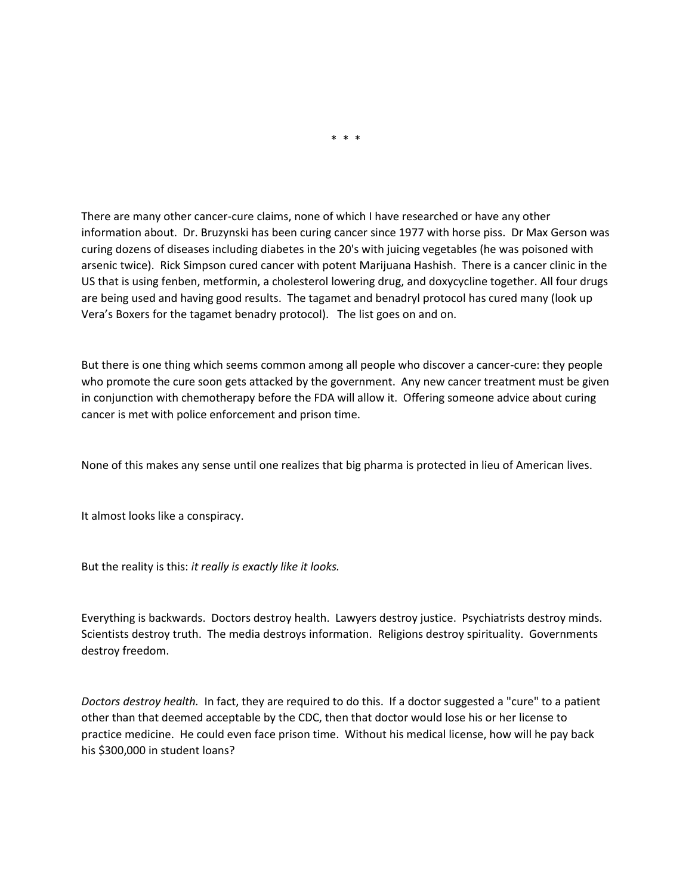\* \* \*

There are many other cancer-cure claims, none of which I have researched or have any other information about. Dr. Bruzynski has been curing cancer since 1977 with horse piss. Dr Max Gerson was curing dozens of diseases including diabetes in the 20's with juicing vegetables (he was poisoned with arsenic twice). Rick Simpson cured cancer with potent Marijuana Hashish. There is a cancer clinic in the US that is using fenben, metformin, a cholesterol lowering drug, and doxycycline together. All four drugs are being used and having good results. The tagamet and benadryl protocol has cured many (look up Vera's Boxers for the tagamet benadry protocol). The list goes on and on.

But there is one thing which seems common among all people who discover a cancer-cure: they people who promote the cure soon gets attacked by the government. Any new cancer treatment must be given in conjunction with chemotherapy before the FDA will allow it. Offering someone advice about curing cancer is met with police enforcement and prison time.

None of this makes any sense until one realizes that big pharma is protected in lieu of American lives.

It almost looks like a conspiracy.

But the reality is this: *it really is exactly like it looks.*

Everything is backwards. Doctors destroy health. Lawyers destroy justice. Psychiatrists destroy minds. Scientists destroy truth. The media destroys information. Religions destroy spirituality. Governments destroy freedom.

*Doctors destroy health.* In fact, they are required to do this. If a doctor suggested a "cure" to a patient other than that deemed acceptable by the CDC, then that doctor would lose his or her license to practice medicine. He could even face prison time. Without his medical license, how will he pay back his $300,000 in student loans?